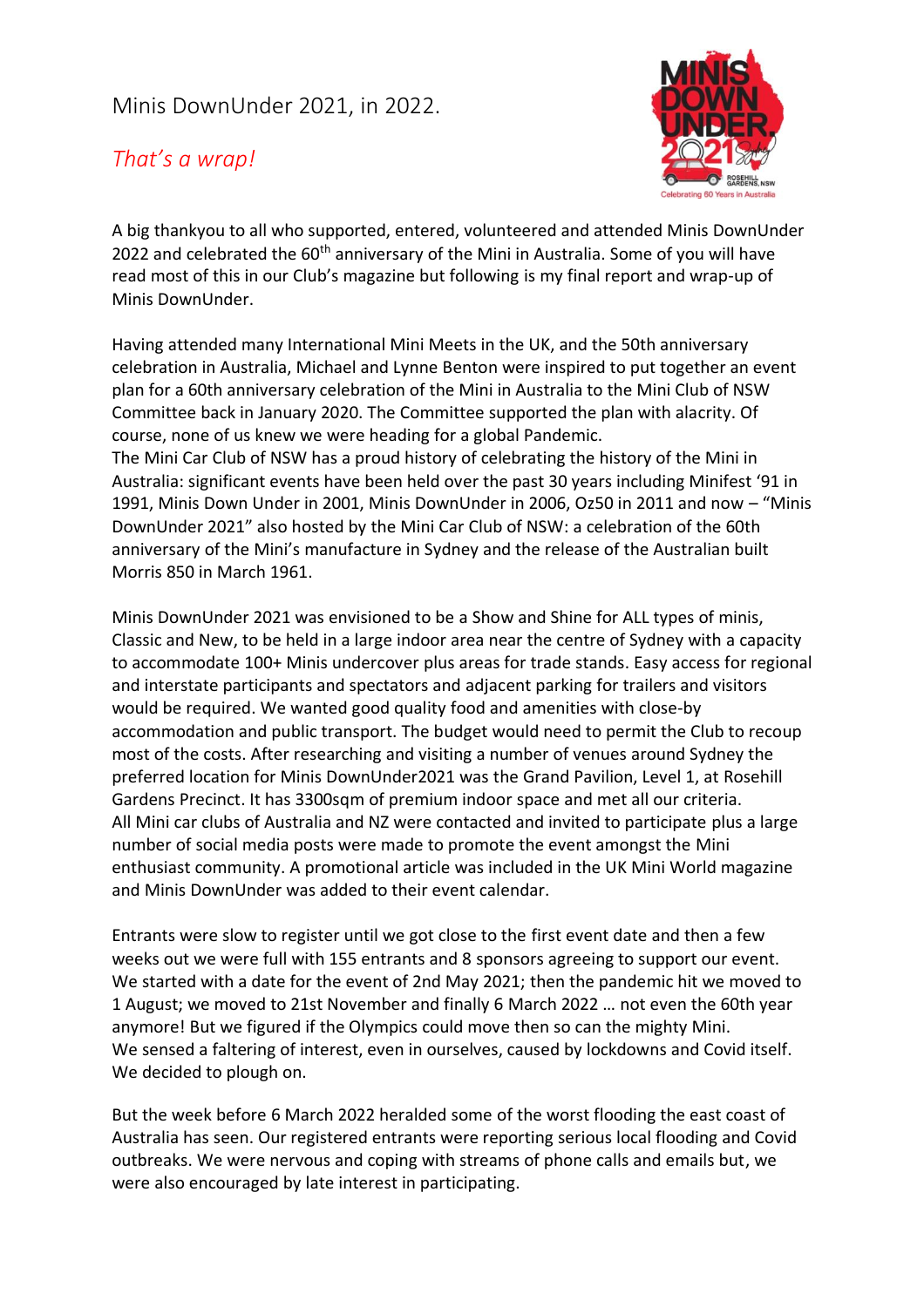# Minis DownUnder 2021, in 2022.

## *That's a wrap!*

A big thankyou to all who supported, entered, volunteered and attended Minis DownUnder 2022 and celebrated the 60th anniversary of the Mini in Australia. Some of you will have read most of this in our Club's magazine but following is my final report and wrap-up of Minis DownUnder.

Having attended many International Mini Meets in the UK, and the 50th anniversary celebration in Australia, Michael and Lynne Benton were inspired to put together an event plan for a 60th anniversary celebration of the Mini in Australia to the Mini Club of NSW Committee back in January 2020. The Committee supported the plan with alacrity. Of course, none of us knew we were heading for a global Pandemic.
The Mini Car Club of NSW has a proud history of celebrating the history of the Mini in Australia: significant events have been held over the past 30 years including Minifest '91 in 1991, Minis Down Under in 2001, Minis DownUnder in 2006, Oz50 in 2011 and now – "Minis DownUnder 2021" also hosted by the Mini Car Club of NSW: a celebration of the 60th anniversary of the Mini's manufacture in Sydney and the release of the Australian built Morris 850 in March 1961.

Minis DownUnder 2021 was envisioned to be a Show and Shine for ALL types of minis, Classic and New, to be held in a large indoor area near the centre of Sydney with a capacity to accommodate 100+ Minis undercover plus areas for trade stands. Easy access for regional and interstate participants and spectators and adjacent parking for trailers and visitors would be required. We wanted good quality food and amenities with close-by accommodation and public transport. The budget would need to permit the Club to recoup most of the costs. After researching and visiting a number of venues around Sydney the preferred location for Minis DownUnder2021 was the Grand Pavilion, Level 1, at Rosehill Gardens Precinct. It has 3300sqm of premium indoor space and met all our criteria.
All Mini car clubs of Australia and NZ were contacted and invited to participate plus a large number of social media posts were made to promote the event amongst the Mini enthusiast community. A promotional article was included in the UK Mini World magazine and Minis DownUnder was added to their event calendar.

Entrants were slow to register until we got close to the first event date and then a few weeks out we were full with 155 entrants and 8 sponsors agreeing to support our event. We started with a date for the event of 2nd May 2021; then the pandemic hit we moved to 1 August; we moved to 21st November and finally 6 March 2022 … not even the 60th year anymore! But we figured if the Olympics could move then so can the mighty Mini.
We sensed a faltering of interest, even in ourselves, caused by lockdowns and Covid itself. We decided to plough on.

But the week before 6 March 2022 heralded some of the worst flooding the east coast of Australia has seen. Our registered entrants were reporting serious local flooding and Covid outbreaks. We were nervous and coping with streams of phone calls and emails but, we were also encouraged by late interest in participating.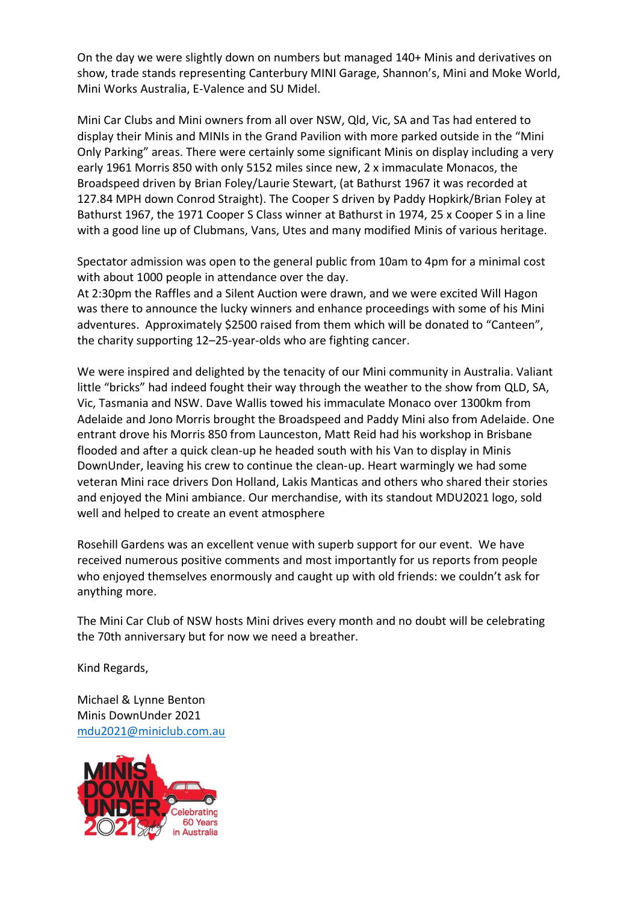On the day we were slightly down on numbers but managed 140+ Minis and derivatives on show, trade stands representing Canterbury MINI Garage, Shannon's, Mini and Moke World, Mini Works Australia, E-Valence and SU Midel.

Mini Car Clubs and Mini owners from all over NSW, Qld, Vic, SA and Tas had entered to display their Minis and MINIs in the Grand Pavilion with more parked outside in the "Mini Only Parking" areas. There were certainly some significant Minis on display including a very early 1961 Morris 850 with only 5152 miles since new, 2 x immaculate Monacos, the Broadspeed driven by Brian Foley/Laurie Stewart, (at Bathurst 1967 it was recorded at 127.84 MPH down Conrod Straight). The Cooper S driven by Paddy Hopkirk/Brian Foley at Bathurst 1967, the 1971 Cooper S Class winner at Bathurst in 1974, 25 x Cooper S in a line with a good line up of Clubmans, Vans, Utes and many modified Minis of various heritage.

Spectator admission was open to the general public from 10am to 4pm for a minimal cost with about 1000 people in attendance over the day.
At 2:30pm the Raffles and a Silent Auction were drawn, and we were excited Will Hagon was there to announce the lucky winners and enhance proceedings with some of his Mini adventures. Approximately $2500 raised from them which will be donated to "Canteen", the charity supporting 12–25-year-olds who are fighting cancer.

We were inspired and delighted by the tenacity of our Mini community in Australia. Valiant little "bricks" had indeed fought their way through the weather to the show from QLD, SA, Vic, Tasmania and NSW. Dave Wallis towed his immaculate Monaco over 1300km from Adelaide and Jono Morris brought the Broadspeed and Paddy Mini also from Adelaide. One entrant drove his Morris 850 from Launceston, Matt Reid had his workshop in Brisbane flooded and after a quick clean-up he headed south with his Van to display in Minis DownUnder, leaving his crew to continue the clean-up. Heart warmingly we had some veteran Mini race drivers Don Holland, Lakis Manticas and others who shared their stories and enjoyed the Mini ambiance. Our merchandise, with its standout MDU2021 logo, sold well and helped to create an event atmosphere

Rosehill Gardens was an excellent venue with superb support for our event. We have received numerous positive comments and most importantly for us reports from people who enjoyed themselves enormously and caught up with old friends: we couldn't ask for anything more.

The Mini Car Club of NSW hosts Mini drives every month and no doubt will be celebrating the 70th anniversary but for now we need a breather.

Kind Regards,

Michael & Lynne Benton
Minis DownUnder 2021
mdu2021@miniclub.com.au

MINIS DOWN UNDER 2021 Sydney
Celebrating 60 Years in Australia